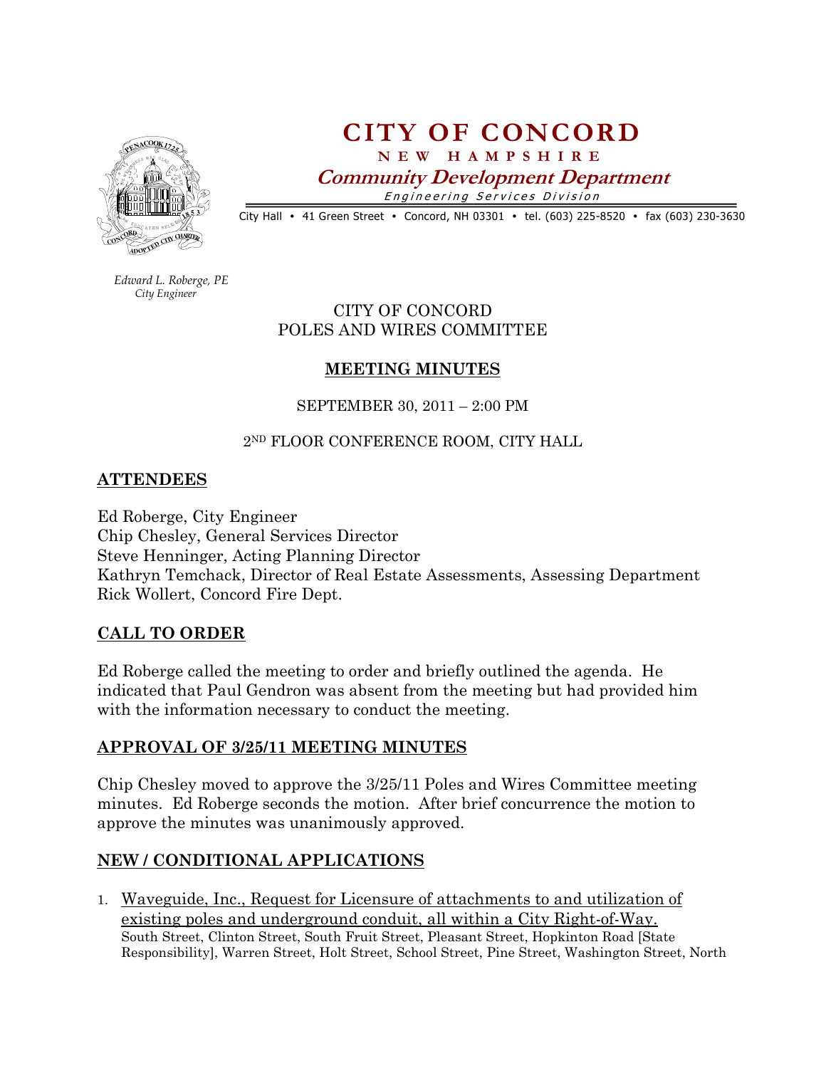# CITY OF CONCORD

**NEW HAMPSHIRE**

***Community Development Department***

*Engineering Services Division*

City Hall • 41 Green Street • Concord, NH 03301 • tel. (603) 225-8520 • fax (603) 230-3630

*Edward L. Roberge, PE*
*City Engineer*

CITY OF CONCORD
POLES AND WIRES COMMITTEE

## MEETING MINUTES

SEPTEMBER 30, 2011 – 2:00 PM

2ND FLOOR CONFERENCE ROOM, CITY HALL

## ATTENDEES

Ed Roberge, City Engineer
Chip Chesley, General Services Director
Steve Henninger, Acting Planning Director
Kathryn Temchack, Director of Real Estate Assessments, Assessing Department
Rick Wollert, Concord Fire Dept.

## CALL TO ORDER

Ed Roberge called the meeting to order and briefly outlined the agenda. He indicated that Paul Gendron was absent from the meeting but had provided him with the information necessary to conduct the meeting.

## APPROVAL OF 3/25/11 MEETING MINUTES

Chip Chesley moved to approve the 3/25/11 Poles and Wires Committee meeting minutes. Ed Roberge seconds the motion. After brief concurrence the motion to approve the minutes was unanimously approved.

## NEW / CONDITIONAL APPLICATIONS

1. Waveguide, Inc., Request for Licensure of attachments to and utilization of existing poles and underground conduit, all within a City Right-of-Way.
South Street, Clinton Street, South Fruit Street, Pleasant Street, Hopkinton Road [State Responsibility], Warren Street, Holt Street, School Street, Pine Street, Washington Street, North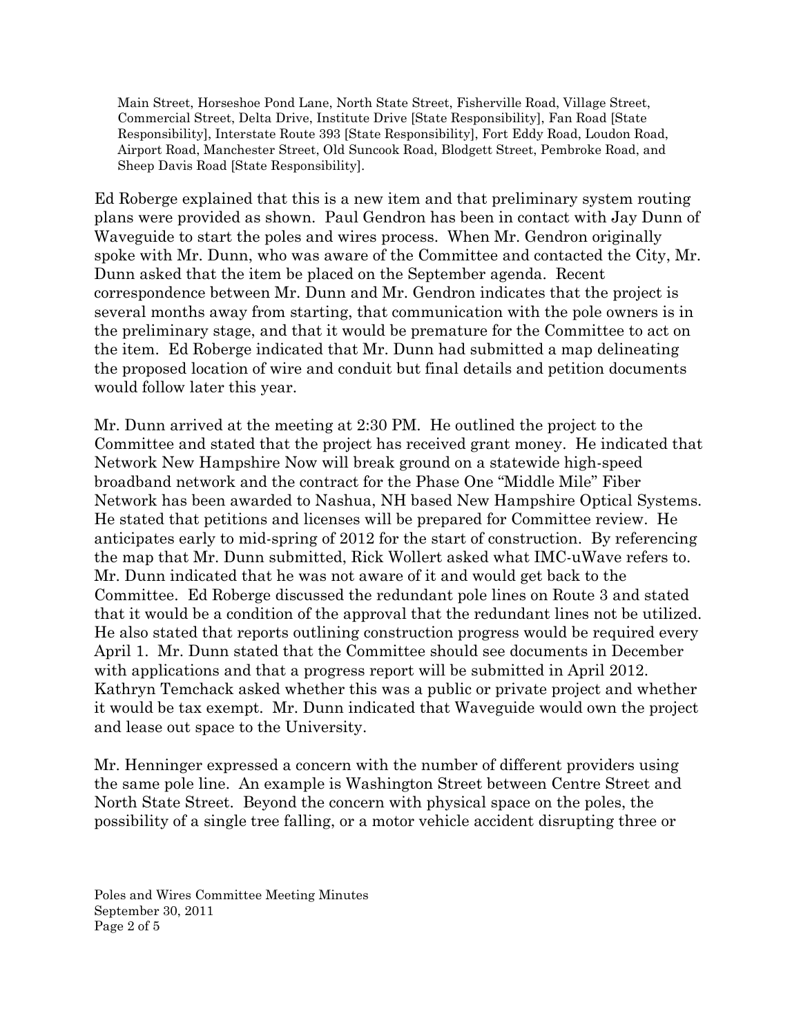Main Street, Horseshoe Pond Lane, North State Street, Fisherville Road, Village Street, Commercial Street, Delta Drive, Institute Drive [State Responsibility], Fan Road [State Responsibility], Interstate Route 393 [State Responsibility], Fort Eddy Road, Loudon Road, Airport Road, Manchester Street, Old Suncook Road, Blodgett Street, Pembroke Road, and Sheep Davis Road [State Responsibility].

Ed Roberge explained that this is a new item and that preliminary system routing plans were provided as shown. Paul Gendron has been in contact with Jay Dunn of Waveguide to start the poles and wires process. When Mr. Gendron originally spoke with Mr. Dunn, who was aware of the Committee and contacted the City, Mr. Dunn asked that the item be placed on the September agenda. Recent correspondence between Mr. Dunn and Mr. Gendron indicates that the project is several months away from starting, that communication with the pole owners is in the preliminary stage, and that it would be premature for the Committee to act on the item. Ed Roberge indicated that Mr. Dunn had submitted a map delineating the proposed location of wire and conduit but final details and petition documents would follow later this year.

Mr. Dunn arrived at the meeting at 2:30 PM. He outlined the project to the Committee and stated that the project has received grant money. He indicated that Network New Hampshire Now will break ground on a statewide high-speed broadband network and the contract for the Phase One "Middle Mile" Fiber Network has been awarded to Nashua, NH based New Hampshire Optical Systems. He stated that petitions and licenses will be prepared for Committee review. He anticipates early to mid-spring of 2012 for the start of construction. By referencing the map that Mr. Dunn submitted, Rick Wollert asked what IMC-uWave refers to. Mr. Dunn indicated that he was not aware of it and would get back to the Committee. Ed Roberge discussed the redundant pole lines on Route 3 and stated that it would be a condition of the approval that the redundant lines not be utilized. He also stated that reports outlining construction progress would be required every April 1. Mr. Dunn stated that the Committee should see documents in December with applications and that a progress report will be submitted in April 2012. Kathryn Temchack asked whether this was a public or private project and whether it would be tax exempt. Mr. Dunn indicated that Waveguide would own the project and lease out space to the University.

Mr. Henninger expressed a concern with the number of different providers using the same pole line. An example is Washington Street between Centre Street and North State Street. Beyond the concern with physical space on the poles, the possibility of a single tree falling, or a motor vehicle accident disrupting three or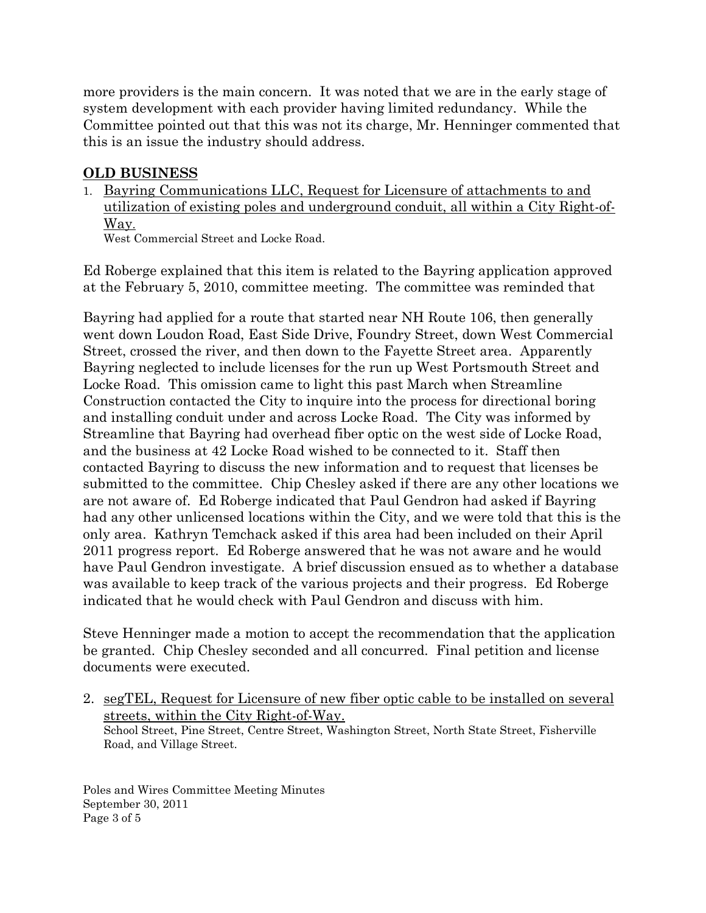more providers is the main concern. It was noted that we are in the early stage of system development with each provider having limited redundancy. While the Committee pointed out that this was not its charge, Mr. Henninger commented that this is an issue the industry should address.

## OLD BUSINESS

1. Bayring Communications LLC, Request for Licensure of attachments to and utilization of existing poles and underground conduit, all within a City Right-of-Way.
   West Commercial Street and Locke Road.

Ed Roberge explained that this item is related to the Bayring application approved at the February 5, 2010, committee meeting. The committee was reminded that

Bayring had applied for a route that started near NH Route 106, then generally went down Loudon Road, East Side Drive, Foundry Street, down West Commercial Street, crossed the river, and then down to the Fayette Street area. Apparently Bayring neglected to include licenses for the run up West Portsmouth Street and Locke Road. This omission came to light this past March when Streamline Construction contacted the City to inquire into the process for directional boring and installing conduit under and across Locke Road. The City was informed by Streamline that Bayring had overhead fiber optic on the west side of Locke Road, and the business at 42 Locke Road wished to be connected to it. Staff then contacted Bayring to discuss the new information and to request that licenses be submitted to the committee. Chip Chesley asked if there are any other locations we are not aware of. Ed Roberge indicated that Paul Gendron had asked if Bayring had any other unlicensed locations within the City, and we were told that this is the only area. Kathryn Temchack asked if this area had been included on their April 2011 progress report. Ed Roberge answered that he was not aware and he would have Paul Gendron investigate. A brief discussion ensued as to whether a database was available to keep track of the various projects and their progress. Ed Roberge indicated that he would check with Paul Gendron and discuss with him.

Steve Henninger made a motion to accept the recommendation that the application be granted. Chip Chesley seconded and all concurred. Final petition and license documents were executed.

2. segTEL, Request for Licensure of new fiber optic cable to be installed on several streets, within the City Right-of-Way.
   School Street, Pine Street, Centre Street, Washington Street, North State Street, Fisherville Road, and Village Street.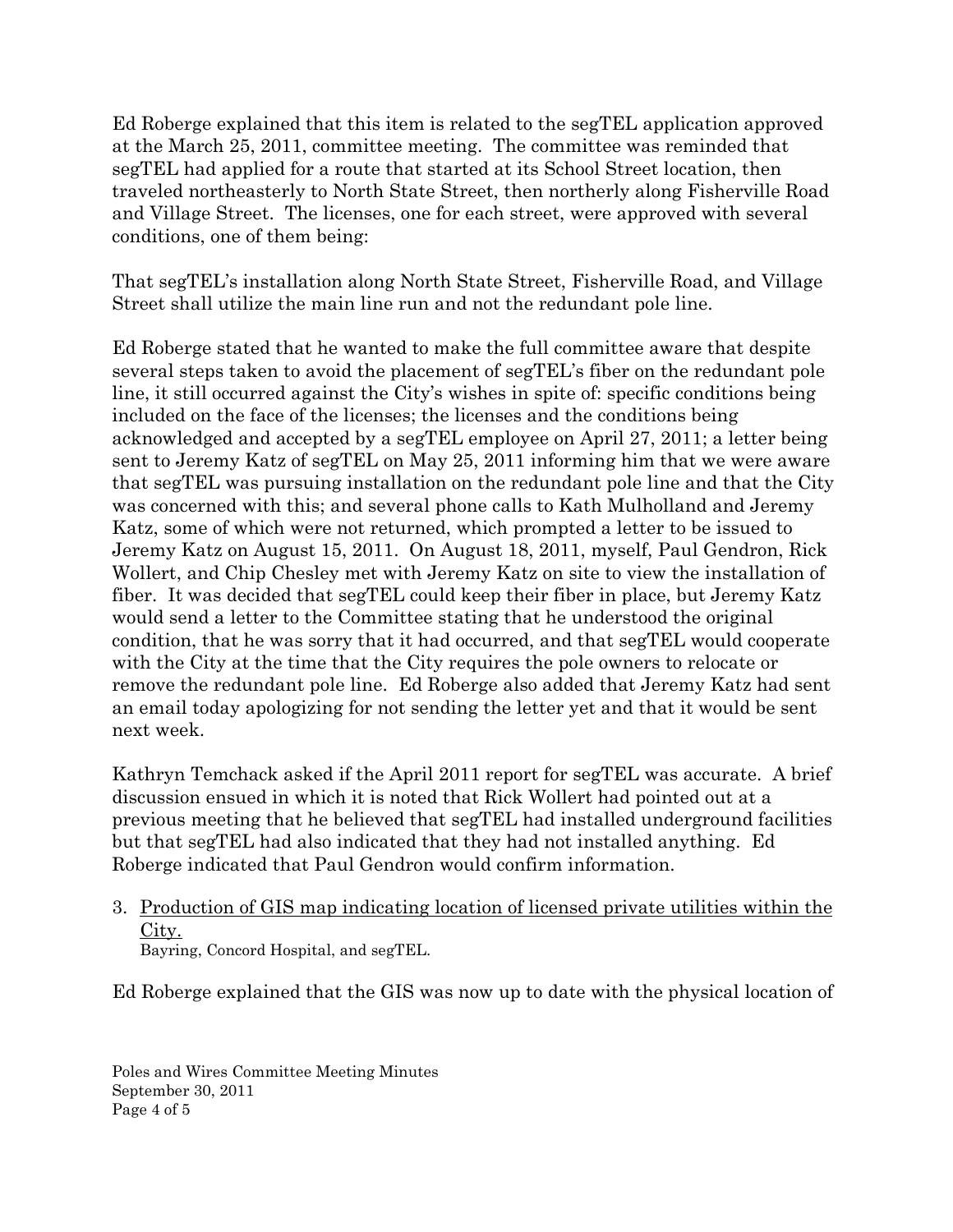Ed Roberge explained that this item is related to the segTEL application approved at the March 25, 2011, committee meeting. The committee was reminded that segTEL had applied for a route that started at its School Street location, then traveled northeasterly to North State Street, then northerly along Fisherville Road and Village Street. The licenses, one for each street, were approved with several conditions, one of them being:

That segTEL's installation along North State Street, Fisherville Road, and Village Street shall utilize the main line run and not the redundant pole line.

Ed Roberge stated that he wanted to make the full committee aware that despite several steps taken to avoid the placement of segTEL's fiber on the redundant pole line, it still occurred against the City's wishes in spite of: specific conditions being included on the face of the licenses; the licenses and the conditions being acknowledged and accepted by a segTEL employee on April 27, 2011; a letter being sent to Jeremy Katz of segTEL on May 25, 2011 informing him that we were aware that segTEL was pursuing installation on the redundant pole line and that the City was concerned with this; and several phone calls to Kath Mulholland and Jeremy Katz, some of which were not returned, which prompted a letter to be issued to Jeremy Katz on August 15, 2011. On August 18, 2011, myself, Paul Gendron, Rick Wollert, and Chip Chesley met with Jeremy Katz on site to view the installation of fiber. It was decided that segTEL could keep their fiber in place, but Jeremy Katz would send a letter to the Committee stating that he understood the original condition, that he was sorry that it had occurred, and that segTEL would cooperate with the City at the time that the City requires the pole owners to relocate or remove the redundant pole line. Ed Roberge also added that Jeremy Katz had sent an email today apologizing for not sending the letter yet and that it would be sent next week.

Kathryn Temchack asked if the April 2011 report for segTEL was accurate. A brief discussion ensued in which it is noted that Rick Wollert had pointed out at a previous meeting that he believed that segTEL had installed underground facilities but that segTEL had also indicated that they had not installed anything. Ed Roberge indicated that Paul Gendron would confirm information.

3. <u>Production of GIS map indicating location of licensed private utilities within the City.</u>
   Bayring, Concord Hospital, and segTEL.

Ed Roberge explained that the GIS was now up to date with the physical location of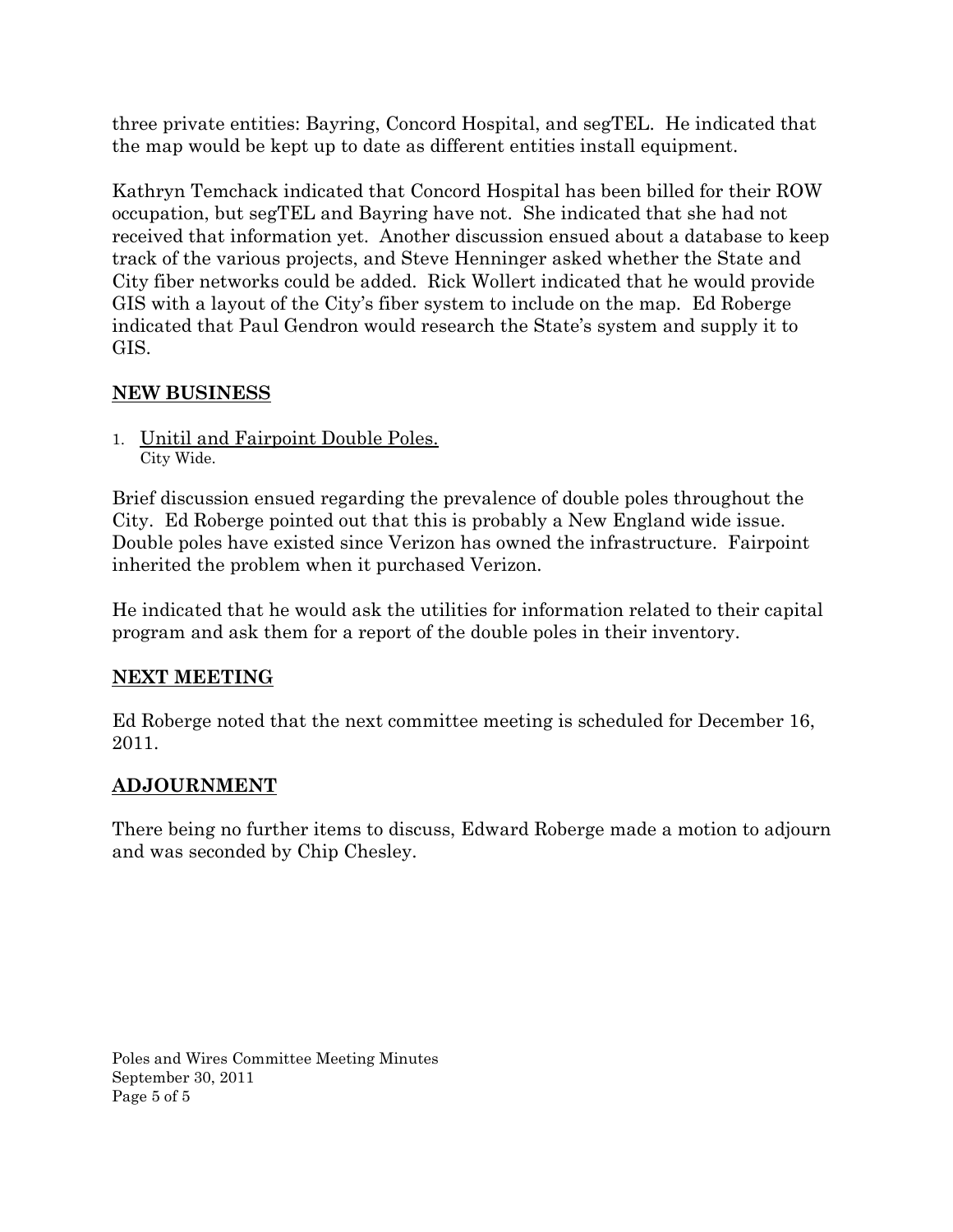three private entities: Bayring, Concord Hospital, and segTEL. He indicated that the map would be kept up to date as different entities install equipment.

Kathryn Temchack indicated that Concord Hospital has been billed for their ROW occupation, but segTEL and Bayring have not. She indicated that she had not received that information yet. Another discussion ensued about a database to keep track of the various projects, and Steve Henninger asked whether the State and City fiber networks could be added. Rick Wollert indicated that he would provide GIS with a layout of the City's fiber system to include on the map. Ed Roberge indicated that Paul Gendron would research the State's system and supply it to GIS.

## NEW BUSINESS

1. Unitil and Fairpoint Double Poles.
   City Wide.

Brief discussion ensued regarding the prevalence of double poles throughout the City. Ed Roberge pointed out that this is probably a New England wide issue. Double poles have existed since Verizon has owned the infrastructure. Fairpoint inherited the problem when it purchased Verizon.

He indicated that he would ask the utilities for information related to their capital program and ask them for a report of the double poles in their inventory.

## NEXT MEETING

Ed Roberge noted that the next committee meeting is scheduled for December 16, 2011.

## ADJOURNMENT

There being no further items to discuss, Edward Roberge made a motion to adjourn and was seconded by Chip Chesley.